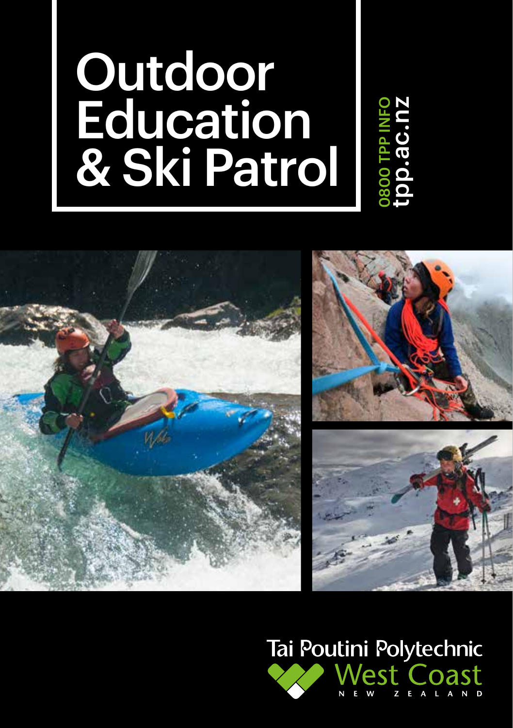# Outdoor Education & Ski Patrol

**0800 TPP INFO**
**tpp.ac.nz**

Tai Poutini Polytechnic
West Coast
NEW ZEALAND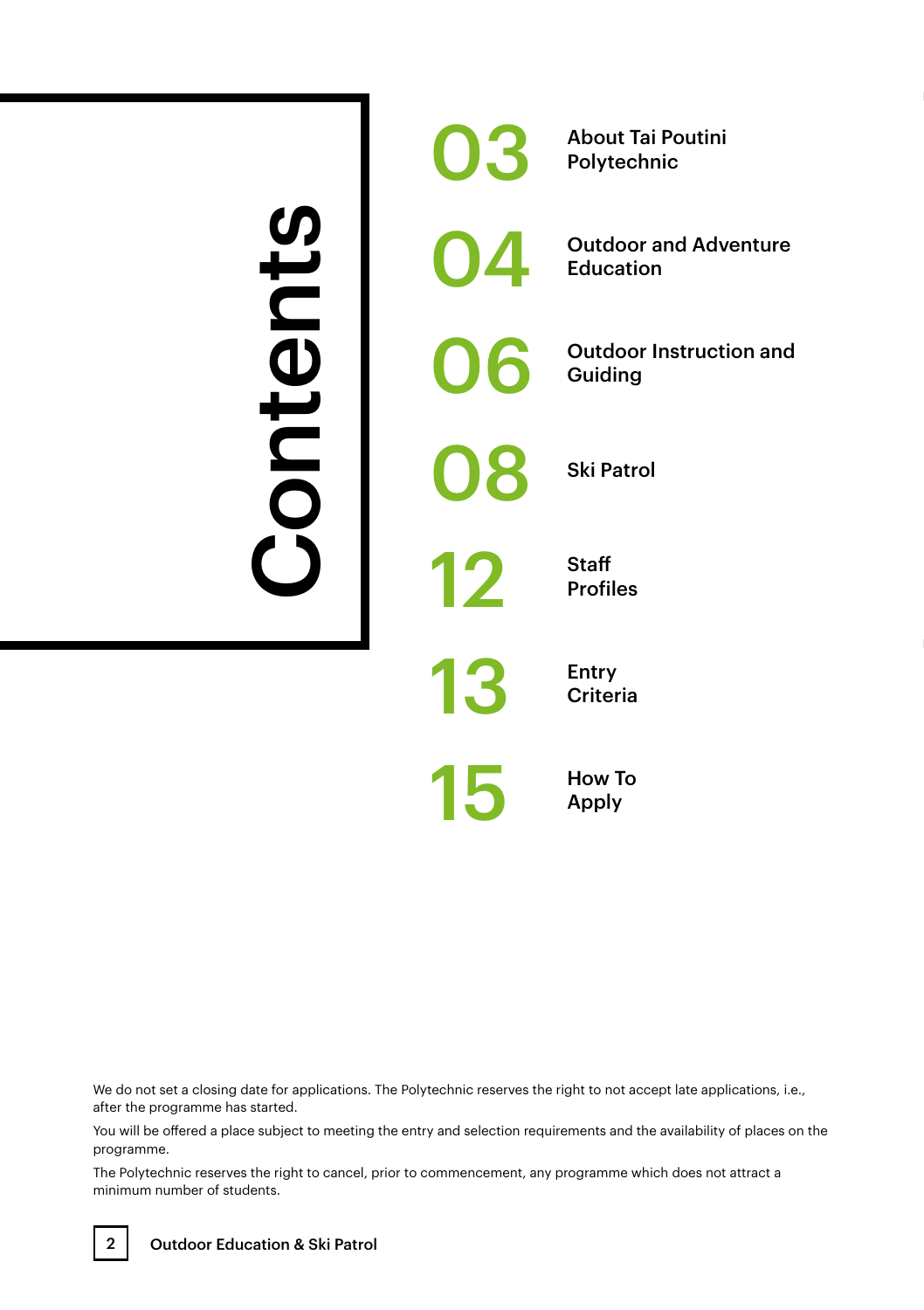# Contents

| | |
|---|---|
| 03 | About Tai Poutini Polytechnic |
| 04 | Outdoor and Adventure Education |
| 06 | Outdoor Instruction and Guiding |
| 08 | Ski Patrol |
| 12 | Staff Profiles |
| 13 | Entry Criteria |
| 15 | How To Apply |

We do not set a closing date for applications. The Polytechnic reserves the right to not accept late applications, i.e., after the programme has started.

You will be offered a place subject to meeting the entry and selection requirements and the availability of places on the programme.

The Polytechnic reserves the right to cancel, prior to commencement, any programme which does not attract a minimum number of students.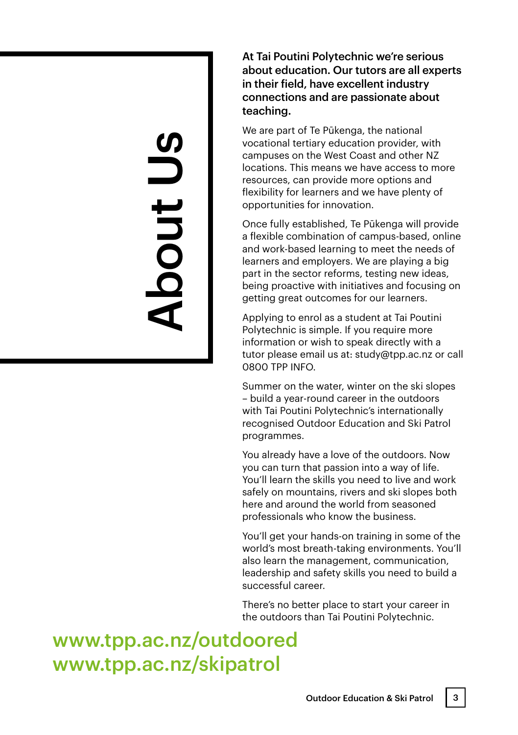# About Us

**At Tai Poutini Polytechnic we're serious about education. Our tutors are all experts in their field, have excellent industry connections and are passionate about teaching.**

We are part of Te Pūkenga, the national vocational tertiary education provider, with campuses on the West Coast and other NZ locations. This means we have access to more resources, can provide more options and flexibility for learners and we have plenty of opportunities for innovation.

Once fully established, Te Pūkenga will provide a flexible combination of campus-based, online and work-based learning to meet the needs of learners and employers. We are playing a big part in the sector reforms, testing new ideas, being proactive with initiatives and focusing on getting great outcomes for our learners.

Applying to enrol as a student at Tai Poutini Polytechnic is simple. If you require more information or wish to speak directly with a tutor please email us at: study@tpp.ac.nz or call 0800 TPP INFO.

Summer on the water, winter on the ski slopes – build a year-round career in the outdoors with Tai Poutini Polytechnic's internationally recognised Outdoor Education and Ski Patrol programmes.

You already have a love of the outdoors. Now you can turn that passion into a way of life. You'll learn the skills you need to live and work safely on mountains, rivers and ski slopes both here and around the world from seasoned professionals who know the business.

You'll get your hands-on training in some of the world's most breath-taking environments. You'll also learn the management, communication, leadership and safety skills you need to build a successful career.

There's no better place to start your career in the outdoors than Tai Poutini Polytechnic.

## www.tpp.ac.nz/outdoored
## www.tpp.ac.nz/skipatrol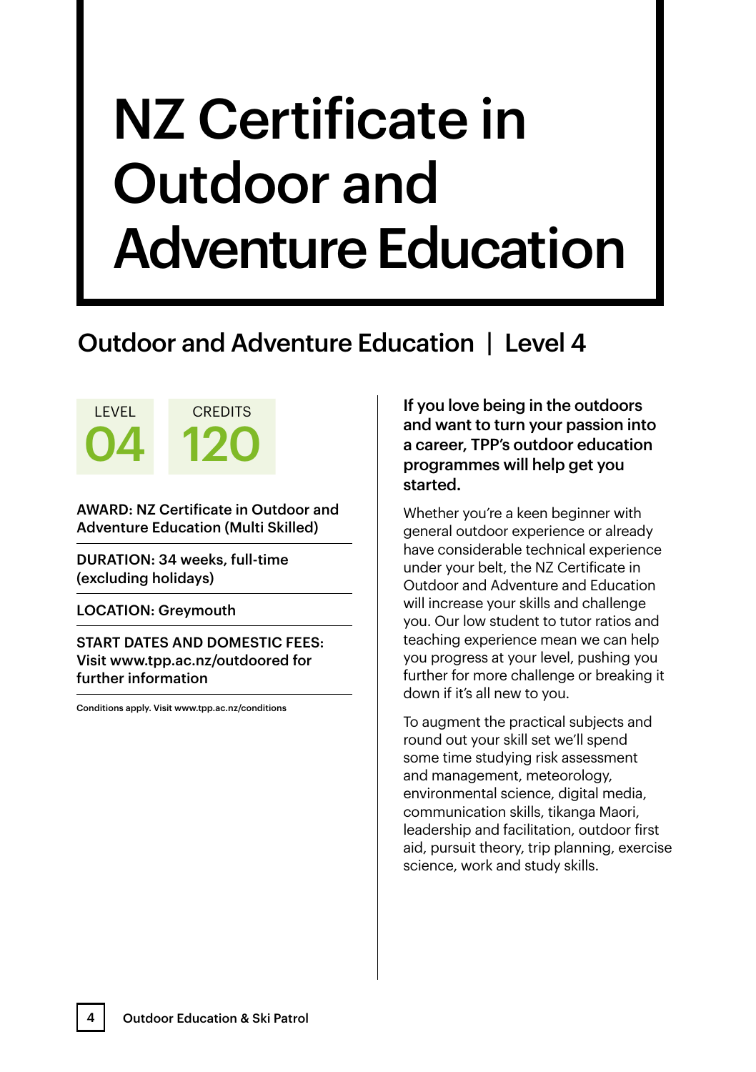# NZ Certificate in Outdoor and Adventure Education

## Outdoor and Adventure Education | Level 4

LEVEL **04**

CREDITS **120**

**AWARD: NZ Certificate in Outdoor and Adventure Education (Multi Skilled)**

**DURATION: 34 weeks, full-time (excluding holidays)**

**LOCATION: Greymouth**

**START DATES AND DOMESTIC FEES: Visit www.tpp.ac.nz/outdoored for further information**

Conditions apply. Visit www.tpp.ac.nz/conditions

**If you love being in the outdoors and want to turn your passion into a career, TPP's outdoor education programmes will help get you started.**

Whether you're a keen beginner with general outdoor experience or already have considerable technical experience under your belt, the NZ Certificate in Outdoor and Adventure and Education will increase your skills and challenge you. Our low student to tutor ratios and teaching experience mean we can help you progress at your level, pushing you further for more challenge or breaking it down if it's all new to you.

To augment the practical subjects and round out your skill set we'll spend some time studying risk assessment and management, meteorology, environmental science, digital media, communication skills, tikanga Maori, leadership and facilitation, outdoor first aid, pursuit theory, trip planning, exercise science, work and study skills.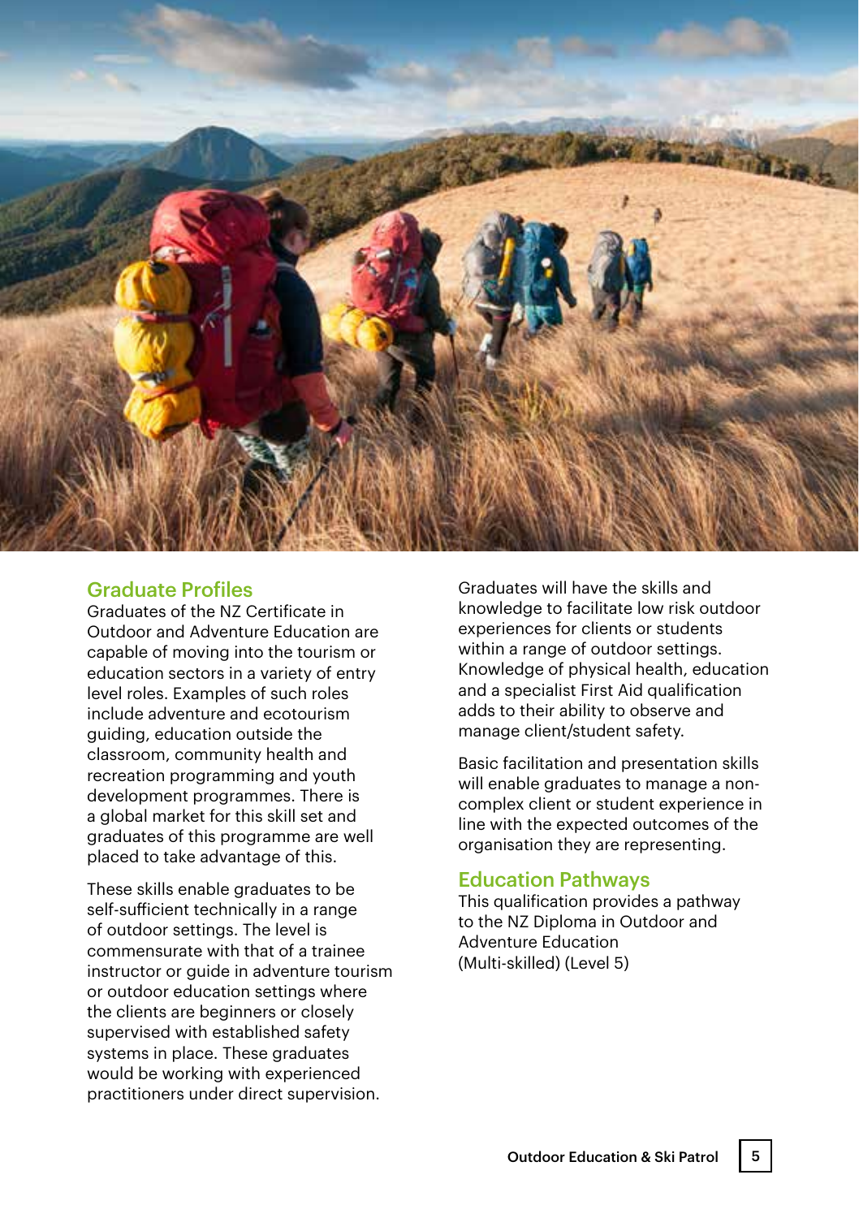## Graduate Profiles

Graduates of the NZ Certificate in Outdoor and Adventure Education are capable of moving into the tourism or education sectors in a variety of entry level roles. Examples of such roles include adventure and ecotourism guiding, education outside the classroom, community health and recreation programming and youth development programmes. There is a global market for this skill set and graduates of this programme are well placed to take advantage of this.

These skills enable graduates to be self-sufficient technically in a range of outdoor settings. The level is commensurate with that of a trainee instructor or guide in adventure tourism or outdoor education settings where the clients are beginners or closely supervised with established safety systems in place. These graduates would be working with experienced practitioners under direct supervision.

Graduates will have the skills and knowledge to facilitate low risk outdoor experiences for clients or students within a range of outdoor settings. Knowledge of physical health, education and a specialist First Aid qualification adds to their ability to observe and manage client/student safety.

Basic facilitation and presentation skills will enable graduates to manage a non-complex client or student experience in line with the expected outcomes of the organisation they are representing.

## Education Pathways

This qualification provides a pathway to the NZ Diploma in Outdoor and Adventure Education (Multi-skilled) (Level 5)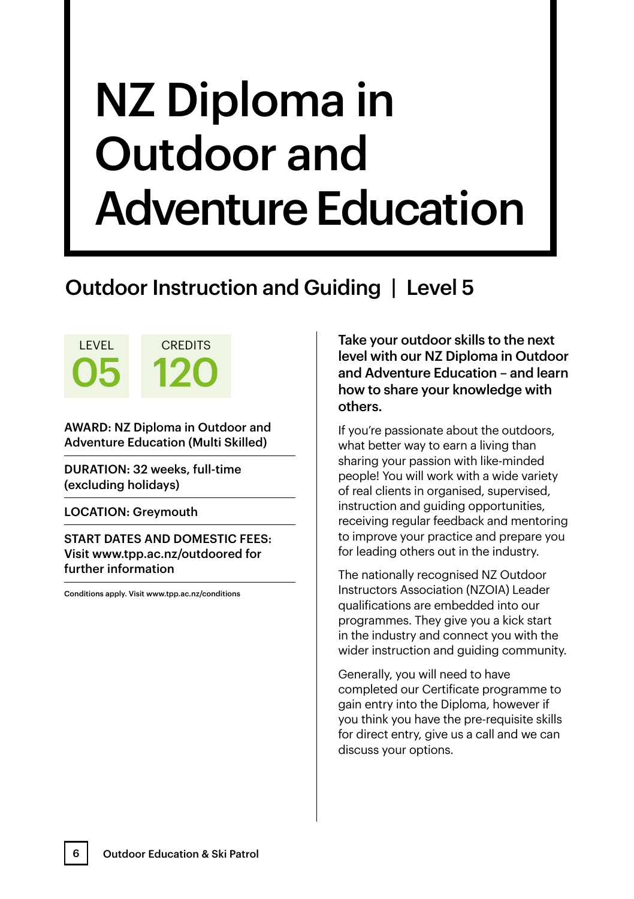# NZ Diploma in Outdoor and Adventure Education

## Outdoor Instruction and Guiding | Level 5

LEVEL **05**

CREDITS **120**

**AWARD: NZ Diploma in Outdoor and Adventure Education (Multi Skilled)**

**DURATION: 32 weeks, full-time (excluding holidays)**

**LOCATION: Greymouth**

**START DATES AND DOMESTIC FEES: Visit www.tpp.ac.nz/outdoored for further information**

Conditions apply. Visit www.tpp.ac.nz/conditions

**Take your outdoor skills to the next level with our NZ Diploma in Outdoor and Adventure Education – and learn how to share your knowledge with others.**

If you're passionate about the outdoors, what better way to earn a living than sharing your passion with like-minded people! You will work with a wide variety of real clients in organised, supervised, instruction and guiding opportunities, receiving regular feedback and mentoring to improve your practice and prepare you for leading others out in the industry.

The nationally recognised NZ Outdoor Instructors Association (NZOIA) Leader qualifications are embedded into our programmes. They give you a kick start in the industry and connect you with the wider instruction and guiding community.

Generally, you will need to have completed our Certificate programme to gain entry into the Diploma, however if you think you have the pre-requisite skills for direct entry, give us a call and we can discuss your options.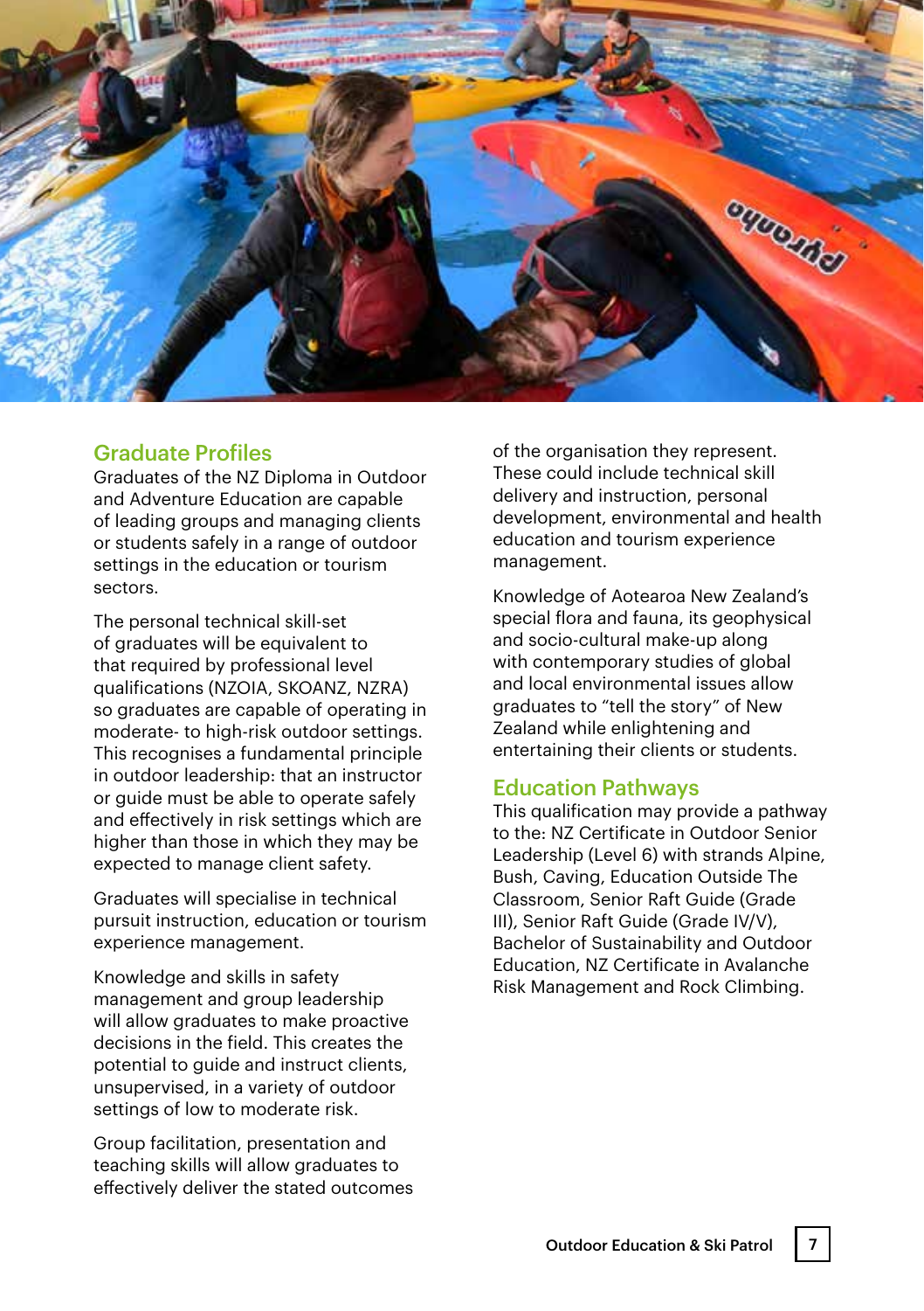## Graduate Profiles

Graduates of the NZ Diploma in Outdoor and Adventure Education are capable of leading groups and managing clients or students safely in a range of outdoor settings in the education or tourism sectors.

The personal technical skill-set of graduates will be equivalent to that required by professional level qualifications (NZOIA, SKOANZ, NZRA) so graduates are capable of operating in moderate- to high-risk outdoor settings. This recognises a fundamental principle in outdoor leadership: that an instructor or guide must be able to operate safely and effectively in risk settings which are higher than those in which they may be expected to manage client safety.

Graduates will specialise in technical pursuit instruction, education or tourism experience management.

Knowledge and skills in safety management and group leadership will allow graduates to make proactive decisions in the field. This creates the potential to guide and instruct clients, unsupervised, in a variety of outdoor settings of low to moderate risk.

Group facilitation, presentation and teaching skills will allow graduates to effectively deliver the stated outcomes of the organisation they represent. These could include technical skill delivery and instruction, personal development, environmental and health education and tourism experience management.

Knowledge of Aotearoa New Zealand's special flora and fauna, its geophysical and socio-cultural make-up along with contemporary studies of global and local environmental issues allow graduates to "tell the story" of New Zealand while enlightening and entertaining their clients or students.

## Education Pathways

This qualification may provide a pathway to the: NZ Certificate in Outdoor Senior Leadership (Level 6) with strands Alpine, Bush, Caving, Education Outside The Classroom, Senior Raft Guide (Grade III), Senior Raft Guide (Grade IV/V), Bachelor of Sustainability and Outdoor Education, NZ Certificate in Avalanche Risk Management and Rock Climbing.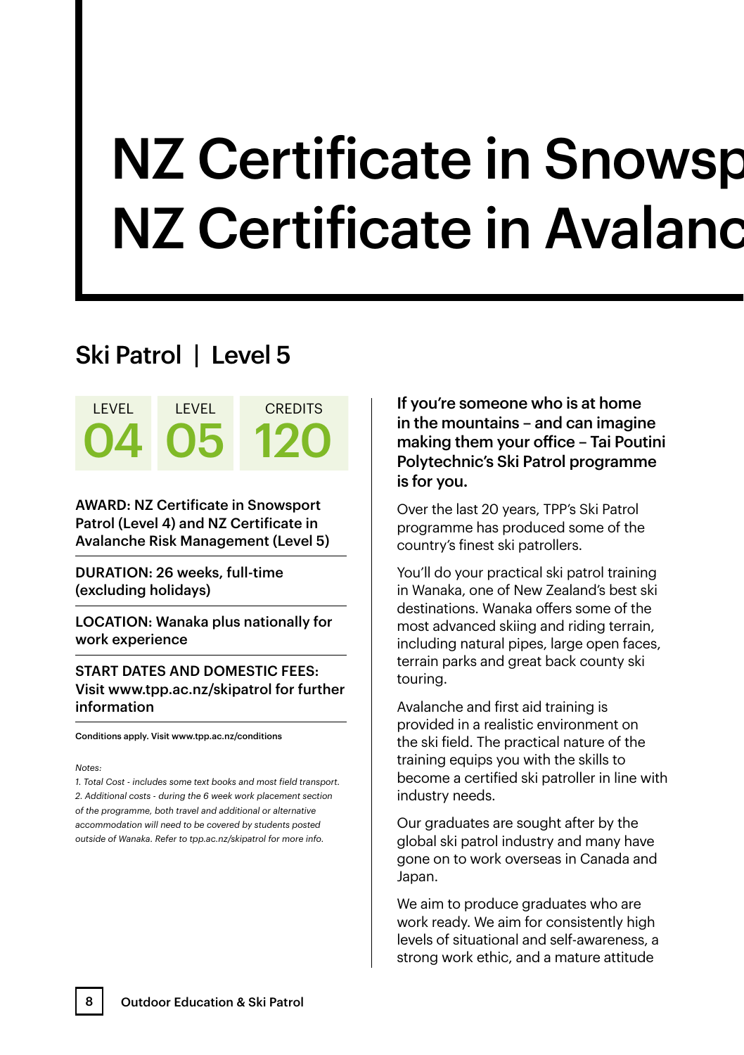# NZ Certificate in Snowsp
# NZ Certificate in Avalanc

## Ski Patrol | Level 5

| LEVEL | LEVEL | CREDITS |
| --- | --- | --- |
| 04 | 05 | 120 |

**AWARD: NZ Certificate in Snowsport Patrol (Level 4) and NZ Certificate in Avalanche Risk Management (Level 5)**

**DURATION: 26 weeks, full-time (excluding holidays)**

**LOCATION: Wanaka plus nationally for work experience**

**START DATES AND DOMESTIC FEES: Visit www.tpp.ac.nz/skipatrol for further information**

**Conditions apply. Visit www.tpp.ac.nz/conditions**

*Notes:*

*1. Total Cost - includes some text books and most field transport.*

*2. Additional costs - during the 6 week work placement section of the programme, both travel and additional or alternative accommodation will need to be covered by students posted outside of Wanaka. Refer to tpp.ac.nz/skipatrol for more info.*

**If you're someone who is at home in the mountains – and can imagine making them your office – Tai Poutini Polytechnic's Ski Patrol programme is for you.**

Over the last 20 years, TPP's Ski Patrol programme has produced some of the country's finest ski patrollers.

You'll do your practical ski patrol training in Wanaka, one of New Zealand's best ski destinations. Wanaka offers some of the most advanced skiing and riding terrain, including natural pipes, large open faces, terrain parks and great back county ski touring.

Avalanche and first aid training is provided in a realistic environment on the ski field. The practical nature of the training equips you with the skills to become a certified ski patroller in line with industry needs.

Our graduates are sought after by the global ski patrol industry and many have gone on to work overseas in Canada and Japan.

We aim to produce graduates who are work ready. We aim for consistently high levels of situational and self-awareness, a strong work ethic, and a mature attitude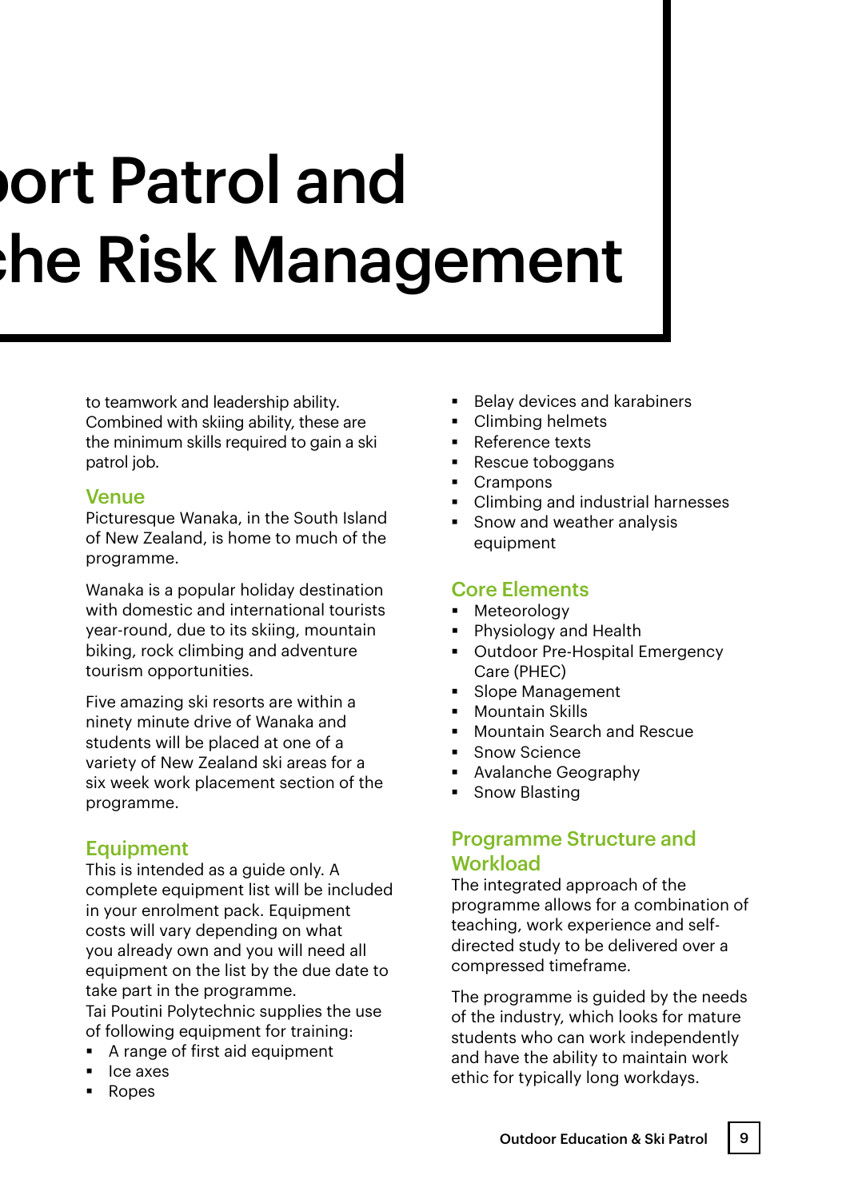# ort Patrol and che Risk Management

to teamwork and leadership ability. Combined with skiing ability, these are the minimum skills required to gain a ski patrol job.

## Venue

Picturesque Wanaka, in the South Island of New Zealand, is home to much of the programme.

Wanaka is a popular holiday destination with domestic and international tourists year-round, due to its skiing, mountain biking, rock climbing and adventure tourism opportunities.

Five amazing ski resorts are within a ninety minute drive of Wanaka and students will be placed at one of a variety of New Zealand ski areas for a six week work placement section of the programme.

## Equipment

This is intended as a guide only. A complete equipment list will be included in your enrolment pack. Equipment costs will vary depending on what you already own and you will need all equipment on the list by the due date to take part in the programme.

Tai Poutini Polytechnic supplies the use of following equipment for training:

- A range of first aid equipment
- Ice axes
- Ropes
- Belay devices and karabiners
- Climbing helmets
- Reference texts
- Rescue toboggans
- Crampons
- Climbing and industrial harnesses
- Snow and weather analysis equipment

## Core Elements

- Meteorology
- Physiology and Health
- Outdoor Pre-Hospital Emergency Care (PHEC)
- Slope Management
- Mountain Skills
- Mountain Search and Rescue
- Snow Science
- Avalanche Geography
- Snow Blasting

## Programme Structure and Workload

The integrated approach of the programme allows for a combination of teaching, work experience and self-directed study to be delivered over a compressed timeframe.

The programme is guided by the needs of the industry, which looks for mature students who can work independently and have the ability to maintain work ethic for typically long workdays.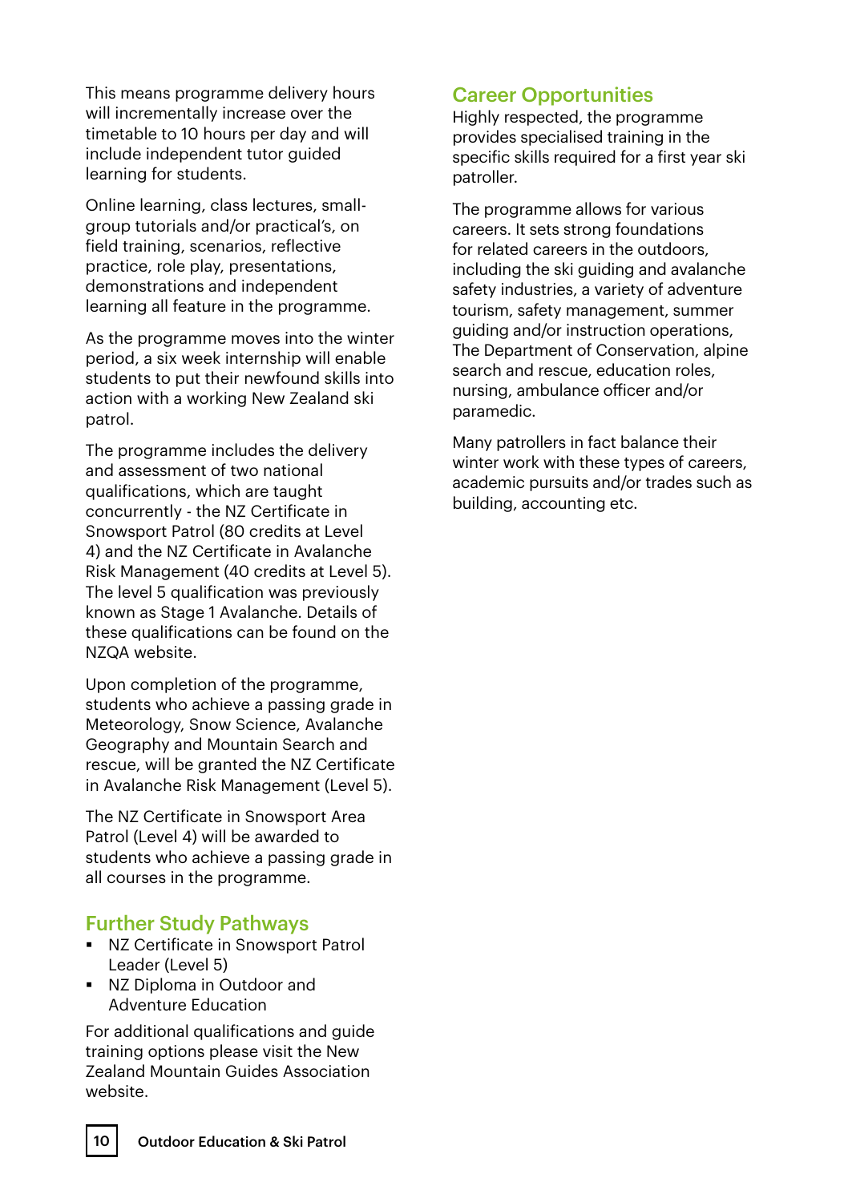This means programme delivery hours will incrementally increase over the timetable to 10 hours per day and will include independent tutor guided learning for students.

Online learning, class lectures, small-group tutorials and/or practical's, on field training, scenarios, reflective practice, role play, presentations, demonstrations and independent learning all feature in the programme.

As the programme moves into the winter period, a six week internship will enable students to put their newfound skills into action with a working New Zealand ski patrol.

The programme includes the delivery and assessment of two national qualifications, which are taught concurrently - the NZ Certificate in Snowsport Patrol (80 credits at Level 4) and the NZ Certificate in Avalanche Risk Management (40 credits at Level 5). The level 5 qualification was previously known as Stage 1 Avalanche. Details of these qualifications can be found on the NZQA website.

Upon completion of the programme, students who achieve a passing grade in Meteorology, Snow Science, Avalanche Geography and Mountain Search and rescue, will be granted the NZ Certificate in Avalanche Risk Management (Level 5).

The NZ Certificate in Snowsport Area Patrol (Level 4) will be awarded to students who achieve a passing grade in all courses in the programme.

## Further Study Pathways

- NZ Certificate in Snowsport Patrol Leader (Level 5)
- NZ Diploma in Outdoor and Adventure Education

For additional qualifications and guide training options please visit the New Zealand Mountain Guides Association website.

## Career Opportunities

Highly respected, the programme provides specialised training in the specific skills required for a first year ski patroller.

The programme allows for various careers. It sets strong foundations for related careers in the outdoors, including the ski guiding and avalanche safety industries, a variety of adventure tourism, safety management, summer guiding and/or instruction operations, The Department of Conservation, alpine search and rescue, education roles, nursing, ambulance officer and/or paramedic.

Many patrollers in fact balance their winter work with these types of careers, academic pursuits and/or trades such as building, accounting etc.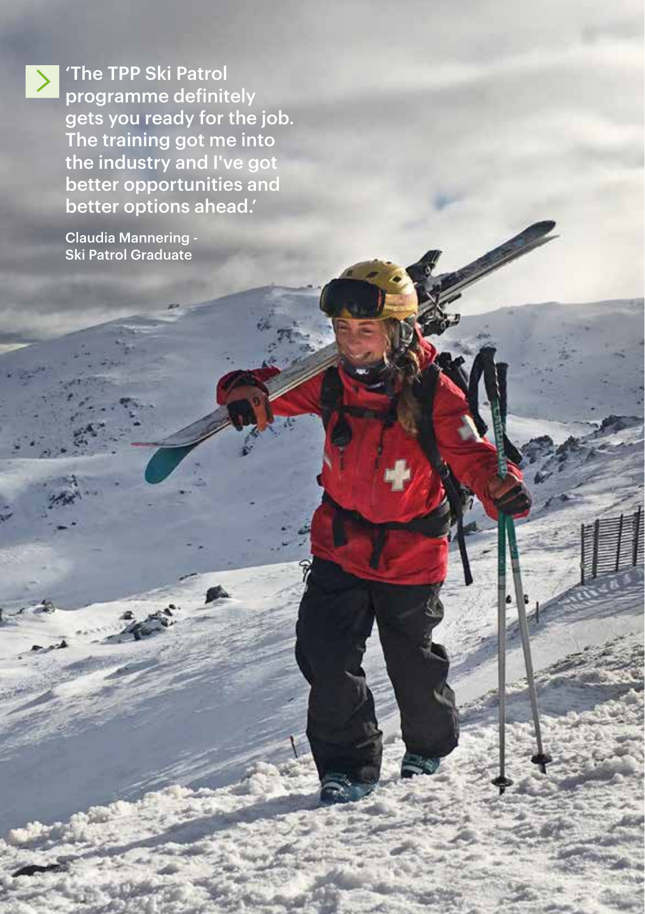'The TPP Ski Patrol programme definitely gets you ready for the job. The training got me into the industry and I've got better opportunities and better options ahead.'

Claudia Mannering - Ski Patrol Graduate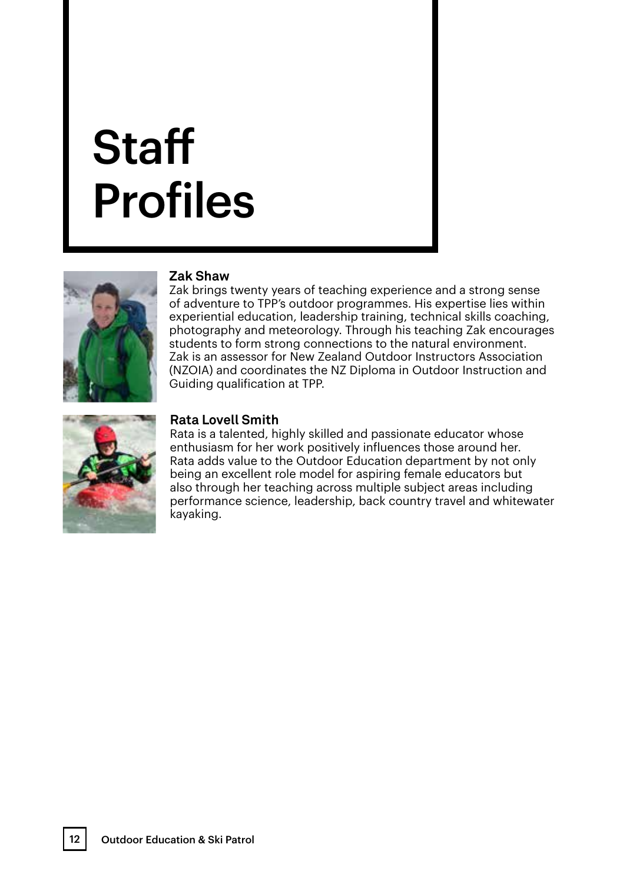# Staff Profiles

### Zak Shaw

Zak brings twenty years of teaching experience and a strong sense of adventure to TPP's outdoor programmes. His expertise lies within experiential education, leadership training, technical skills coaching, photography and meteorology. Through his teaching Zak encourages students to form strong connections to the natural environment. Zak is an assessor for New Zealand Outdoor Instructors Association (NZOIA) and coordinates the NZ Diploma in Outdoor Instruction and Guiding qualification at TPP.

### Rata Lovell Smith

Rata is a talented, highly skilled and passionate educator whose enthusiasm for her work positively influences those around her. Rata adds value to the Outdoor Education department by not only being an excellent role model for aspiring female educators but also through her teaching across multiple subject areas including performance science, leadership, back country travel and whitewater kayaking.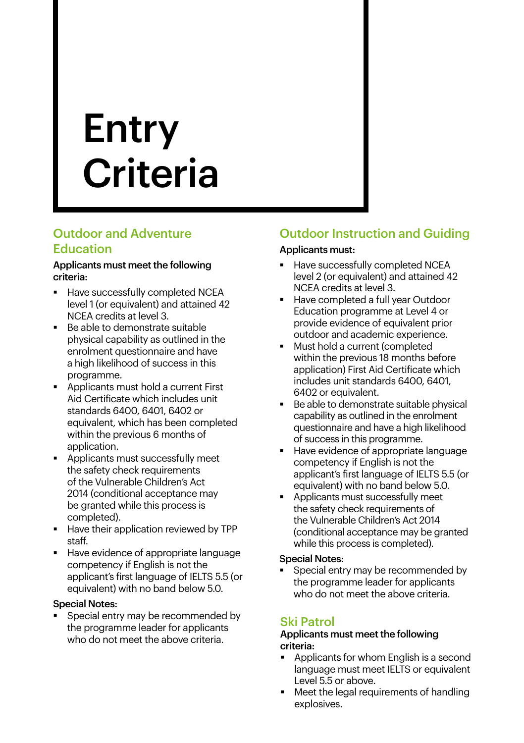# Entry Criteria

## Outdoor and Adventure Education

**Applicants must meet the following criteria:**

- Have successfully completed NCEA level 1 (or equivalent) and attained 42 NCEA credits at level 3.
- Be able to demonstrate suitable physical capability as outlined in the enrolment questionnaire and have a high likelihood of success in this programme.
- Applicants must hold a current First Aid Certificate which includes unit standards 6400, 6401, 6402 or equivalent, which has been completed within the previous 6 months of application.
- Applicants must successfully meet the safety check requirements of the Vulnerable Children's Act 2014 (conditional acceptance may be granted while this process is completed).
- Have their application reviewed by TPP staff.
- Have evidence of appropriate language competency if English is not the applicant's first language of IELTS 5.5 (or equivalent) with no band below 5.0.

**Special Notes:**

- Special entry may be recommended by the programme leader for applicants who do not meet the above criteria.

## Outdoor Instruction and Guiding

**Applicants must:**

- Have successfully completed NCEA level 2 (or equivalent) and attained 42 NCEA credits at level 3.
- Have completed a full year Outdoor Education programme at Level 4 or provide evidence of equivalent prior outdoor and academic experience.
- Must hold a current (completed within the previous 18 months before application) First Aid Certificate which includes unit standards 6400, 6401, 6402 or equivalent.
- Be able to demonstrate suitable physical capability as outlined in the enrolment questionnaire and have a high likelihood of success in this programme.
- Have evidence of appropriate language competency if English is not the applicant's first language of IELTS 5.5 (or equivalent) with no band below 5.0.
- Applicants must successfully meet the safety check requirements of the Vulnerable Children's Act 2014 (conditional acceptance may be granted while this process is completed).

**Special Notes:**

- Special entry may be recommended by the programme leader for applicants who do not meet the above criteria.

## Ski Patrol

**Applicants must meet the following criteria:**

- Applicants for whom English is a second language must meet IELTS or equivalent Level 5.5 or above.
- Meet the legal requirements of handling explosives.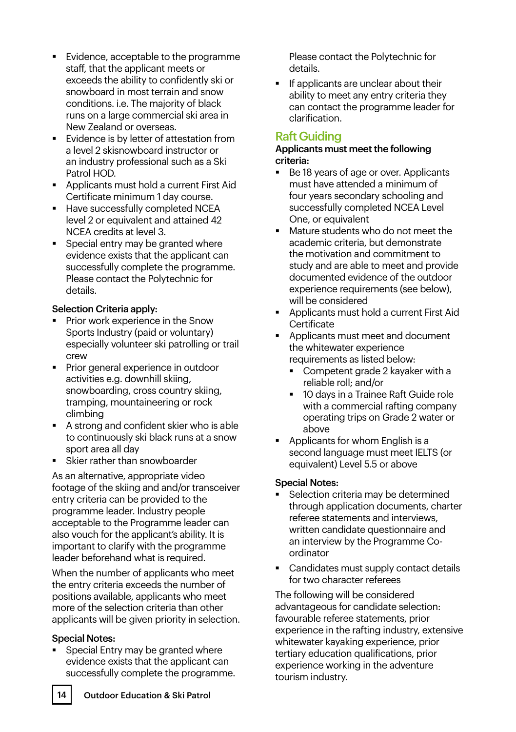- Evidence, acceptable to the programme staff, that the applicant meets or exceeds the ability to confidently ski or snowboard in most terrain and snow conditions. i.e. The majority of black runs on a large commercial ski area in New Zealand or overseas.
- Evidence is by letter of attestation from a level 2 skisnowboard instructor or an industry professional such as a Ski Patrol HOD.
- Applicants must hold a current First Aid Certificate minimum 1 day course.
- Have successfully completed NCEA level 2 or equivalent and attained 42 NCEA credits at level 3.
- Special entry may be granted where evidence exists that the applicant can successfully complete the programme. Please contact the Polytechnic for details.

**Selection Criteria apply:**

- Prior work experience in the Snow Sports Industry (paid or voluntary) especially volunteer ski patrolling or trail crew
- Prior general experience in outdoor activities e.g. downhill skiing, snowboarding, cross country skiing, tramping, mountaineering or rock climbing
- A strong and confident skier who is able to continuously ski black runs at a snow sport area all day
- Skier rather than snowboarder

As an alternative, appropriate video footage of the skiing and and/or transceiver entry criteria can be provided to the programme leader. Industry people acceptable to the Programme leader can also vouch for the applicant's ability. It is important to clarify with the programme leader beforehand what is required.

When the number of applicants who meet the entry criteria exceeds the number of positions available, applicants who meet more of the selection criteria than other applicants will be given priority in selection.

**Special Notes:**

- Special Entry may be granted where evidence exists that the applicant can successfully complete the programme. Please contact the Polytechnic for details.
- If applicants are unclear about their ability to meet any entry criteria they can contact the programme leader for clarification.

## Raft Guiding

**Applicants must meet the following criteria:**

- Be 18 years of age or over. Applicants must have attended a minimum of four years secondary schooling and successfully completed NCEA Level One, or equivalent
- Mature students who do not meet the academic criteria, but demonstrate the motivation and commitment to study and are able to meet and provide documented evidence of the outdoor experience requirements (see below), will be considered
- Applicants must hold a current First Aid Certificate
- Applicants must meet and document the whitewater experience requirements as listed below:
    - Competent grade 2 kayaker with a reliable roll; and/or
    - 10 days in a Trainee Raft Guide role with a commercial rafting company operating trips on Grade 2 water or above
- Applicants for whom English is a second language must meet IELTS (or equivalent) Level 5.5 or above

**Special Notes:**

- Selection criteria may be determined through application documents, charter referee statements and interviews, written candidate questionnaire and an interview by the Programme Co-ordinator
- Candidates must supply contact details for two character referees

The following will be considered advantageous for candidate selection: favourable referee statements, prior experience in the rafting industry, extensive whitewater kayaking experience, prior tertiary education qualifications, prior experience working in the adventure tourism industry.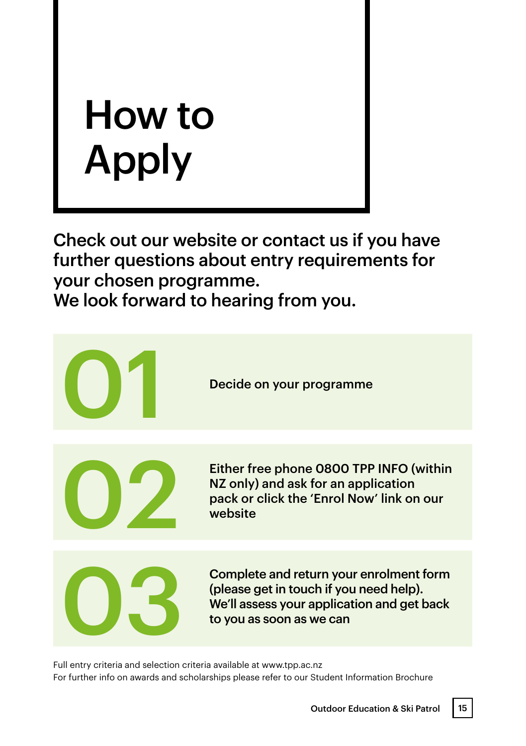# How to Apply

**Check out our website or contact us if you have further questions about entry requirements for your chosen programme.
We look forward to hearing from you.**

**01** Decide on your programme

**02** Either free phone 0800 TPP INFO (within NZ only) and ask for an application pack or click the 'Enrol Now' link on our website

**03** Complete and return your enrolment form (please get in touch if you need help). We'll assess your application and get back to you as soon as we can

Full entry criteria and selection criteria available at www.tpp.ac.nz
For further info on awards and scholarships please refer to our Student Information Brochure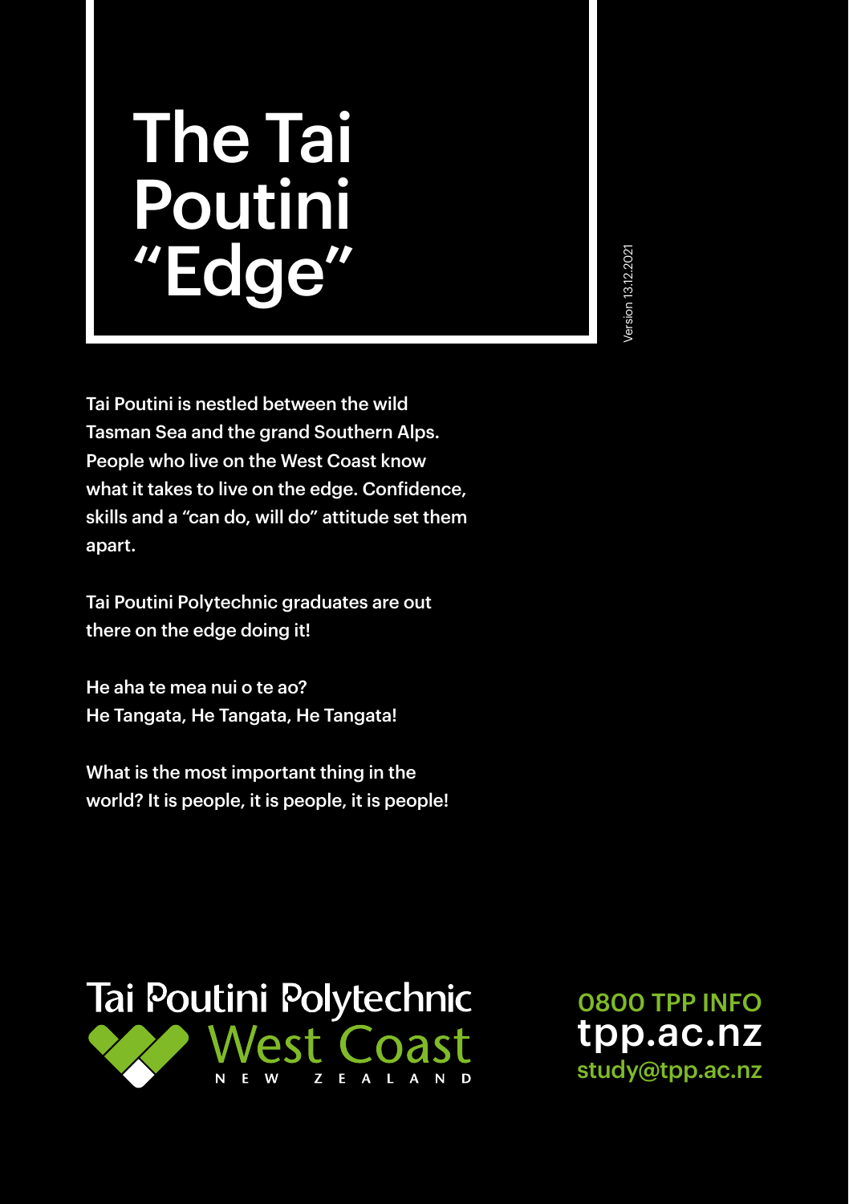# The Tai Poutini "Edge"

Version 13.12.2021

Tai Poutini is nestled between the wild Tasman Sea and the grand Southern Alps. People who live on the West Coast know what it takes to live on the edge. Confidence, skills and a "can do, will do" attitude set them apart.

Tai Poutini Polytechnic graduates are out there on the edge doing it!

He aha te mea nui o te ao?
He Tangata, He Tangata, He Tangata!

What is the most important thing in the world? It is people, it is people, it is people!

Tai Poutini Polytechnic
West Coast
NEW ZEALAND

0800 TPP INFO
tpp.ac.nz
study@tpp.ac.nz